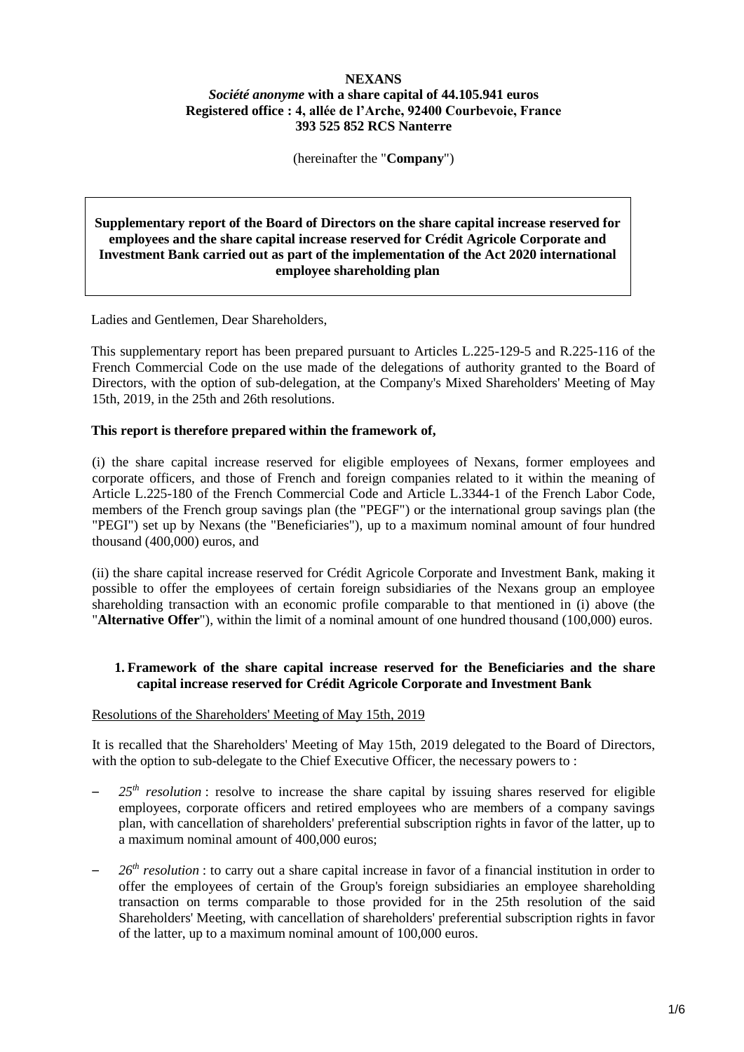**NEXANS**
***Société anonyme* with a share capital of 44.105.941 euros**
**Registered office : 4, allée de l'Arche, 92400 Courbevoie, France**
**393 525 852 RCS Nanterre**

(hereinafter the "**Company**")

**Supplementary report of the Board of Directors on the share capital increase reserved for employees and the share capital increase reserved for Crédit Agricole Corporate and Investment Bank carried out as part of the implementation of the Act 2020 international employee shareholding plan**

Ladies and Gentlemen, Dear Shareholders,

This supplementary report has been prepared pursuant to Articles L.225-129-5 and R.225-116 of the French Commercial Code on the use made of the delegations of authority granted to the Board of Directors, with the option of sub-delegation, at the Company's Mixed Shareholders' Meeting of May 15th, 2019, in the 25th and 26th resolutions.

**This report is therefore prepared within the framework of,**

(i) the share capital increase reserved for eligible employees of Nexans, former employees and corporate officers, and those of French and foreign companies related to it within the meaning of Article L.225-180 of the French Commercial Code and Article L.3344-1 of the French Labor Code, members of the French group savings plan (the "PEGF") or the international group savings plan (the "PEGI") set up by Nexans (the "Beneficiaries"), up to a maximum nominal amount of four hundred thousand (400,000) euros, and

(ii) the share capital increase reserved for Crédit Agricole Corporate and Investment Bank, making it possible to offer the employees of certain foreign subsidiaries of the Nexans group an employee shareholding transaction with an economic profile comparable to that mentioned in (i) above (the "**Alternative Offer**"), within the limit of a nominal amount of one hundred thousand (100,000) euros.

## 1. Framework of the share capital increase reserved for the Beneficiaries and the share capital increase reserved for Crédit Agricole Corporate and Investment Bank

Resolutions of the Shareholders' Meeting of May 15th, 2019

It is recalled that the Shareholders' Meeting of May 15th, 2019 delegated to the Board of Directors, with the option to sub-delegate to the Chief Executive Officer, the necessary powers to :

- *25th resolution* : resolve to increase the share capital by issuing shares reserved for eligible employees, corporate officers and retired employees who are members of a company savings plan, with cancellation of shareholders' preferential subscription rights in favor of the latter, up to a maximum nominal amount of 400,000 euros;
- *26th resolution* : to carry out a share capital increase in favor of a financial institution in order to offer the employees of certain of the Group's foreign subsidiaries an employee shareholding transaction on terms comparable to those provided for in the 25th resolution of the said Shareholders' Meeting, with cancellation of shareholders' preferential subscription rights in favor of the latter, up to a maximum nominal amount of 100,000 euros.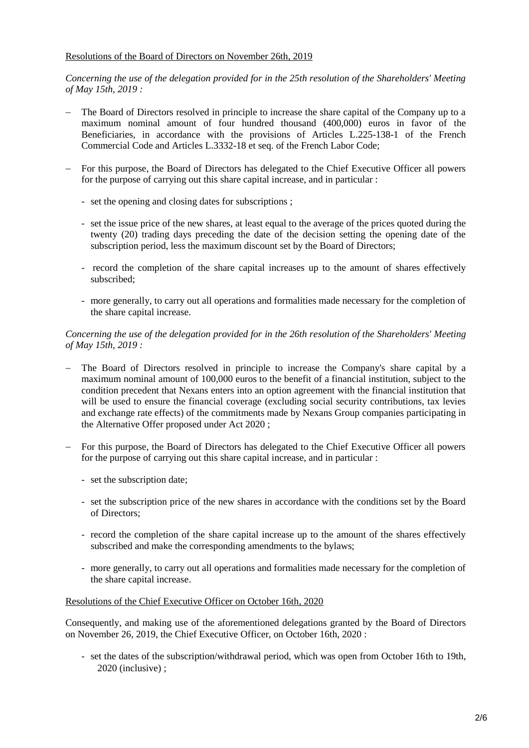Resolutions of the Board of Directors on November 26th, 2019

*Concerning the use of the delegation provided for in the 25th resolution of the Shareholders' Meeting of May 15th, 2019 :*

- The Board of Directors resolved in principle to increase the share capital of the Company up to a maximum nominal amount of four hundred thousand (400,000) euros in favor of the Beneficiaries, in accordance with the provisions of Articles L.225-138-1 of the French Commercial Code and Articles L.3332-18 et seq. of the French Labor Code;
- For this purpose, the Board of Directors has delegated to the Chief Executive Officer all powers for the purpose of carrying out this share capital increase, and in particular :
  - set the opening and closing dates for subscriptions ;
  - set the issue price of the new shares, at least equal to the average of the prices quoted during the twenty (20) trading days preceding the date of the decision setting the opening date of the subscription period, less the maximum discount set by the Board of Directors;
  - record the completion of the share capital increases up to the amount of shares effectively subscribed;
  - more generally, to carry out all operations and formalities made necessary for the completion of the share capital increase.

*Concerning the use of the delegation provided for in the 26th resolution of the Shareholders' Meeting of May 15th, 2019 :*

- The Board of Directors resolved in principle to increase the Company's share capital by a maximum nominal amount of 100,000 euros to the benefit of a financial institution, subject to the condition precedent that Nexans enters into an option agreement with the financial institution that will be used to ensure the financial coverage (excluding social security contributions, tax levies and exchange rate effects) of the commitments made by Nexans Group companies participating in the Alternative Offer proposed under Act 2020 ;
- For this purpose, the Board of Directors has delegated to the Chief Executive Officer all powers for the purpose of carrying out this share capital increase, and in particular :
  - set the subscription date;
  - set the subscription price of the new shares in accordance with the conditions set by the Board of Directors;
  - record the completion of the share capital increase up to the amount of the shares effectively subscribed and make the corresponding amendments to the bylaws;
  - more generally, to carry out all operations and formalities made necessary for the completion of the share capital increase.

Resolutions of the Chief Executive Officer on October 16th, 2020

Consequently, and making use of the aforementioned delegations granted by the Board of Directors on November 26, 2019, the Chief Executive Officer, on October 16th, 2020 :

- set the dates of the subscription/withdrawal period, which was open from October 16th to 19th, 2020 (inclusive) ;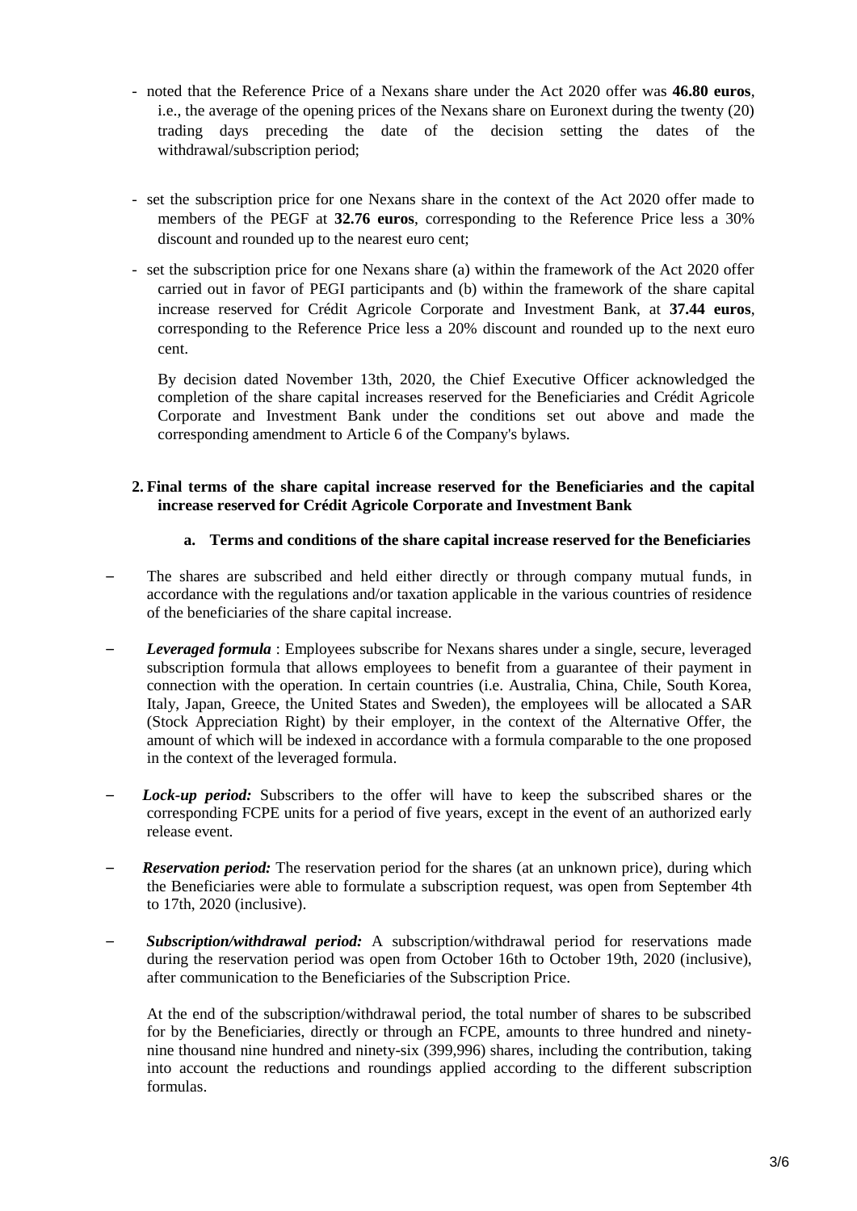- noted that the Reference Price of a Nexans share under the Act 2020 offer was **46.80 euros**, i.e., the average of the opening prices of the Nexans share on Euronext during the twenty (20) trading days preceding the date of the decision setting the dates of the withdrawal/subscription period;

- set the subscription price for one Nexans share in the context of the Act 2020 offer made to members of the PEGF at **32.76 euros**, corresponding to the Reference Price less a 30% discount and rounded up to the nearest euro cent;

- set the subscription price for one Nexans share (a) within the framework of the Act 2020 offer carried out in favor of PEGI participants and (b) within the framework of the share capital increase reserved for Crédit Agricole Corporate and Investment Bank, at **37.44 euros**, corresponding to the Reference Price less a 20% discount and rounded up to the next euro cent.

  By decision dated November 13th, 2020, the Chief Executive Officer acknowledged the completion of the share capital increases reserved for the Beneficiaries and Crédit Agricole Corporate and Investment Bank under the conditions set out above and made the corresponding amendment to Article 6 of the Company's bylaws.

## 2. Final terms of the share capital increase reserved for the Beneficiaries and the capital increase reserved for Crédit Agricole Corporate and Investment Bank

### a. Terms and conditions of the share capital increase reserved for the Beneficiaries

- The shares are subscribed and held either directly or through company mutual funds, in accordance with the regulations and/or taxation applicable in the various countries of residence of the beneficiaries of the share capital increase.

- ***Leveraged formula*** : Employees subscribe for Nexans shares under a single, secure, leveraged subscription formula that allows employees to benefit from a guarantee of their payment in connection with the operation. In certain countries (i.e. Australia, China, Chile, South Korea, Italy, Japan, Greece, the United States and Sweden), the employees will be allocated a SAR (Stock Appreciation Right) by their employer, in the context of the Alternative Offer, the amount of which will be indexed in accordance with a formula comparable to the one proposed in the context of the leveraged formula.

- ***Lock-up period:*** Subscribers to the offer will have to keep the subscribed shares or the corresponding FCPE units for a period of five years, except in the event of an authorized early release event.

- ***Reservation period:*** The reservation period for the shares (at an unknown price), during which the Beneficiaries were able to formulate a subscription request, was open from September 4th to 17th, 2020 (inclusive).

- ***Subscription/withdrawal period:*** A subscription/withdrawal period for reservations made during the reservation period was open from October 16th to October 19th, 2020 (inclusive), after communication to the Beneficiaries of the Subscription Price.

  At the end of the subscription/withdrawal period, the total number of shares to be subscribed for by the Beneficiaries, directly or through an FCPE, amounts to three hundred and ninety-nine thousand nine hundred and ninety-six (399,996) shares, including the contribution, taking into account the reductions and roundings applied according to the different subscription formulas.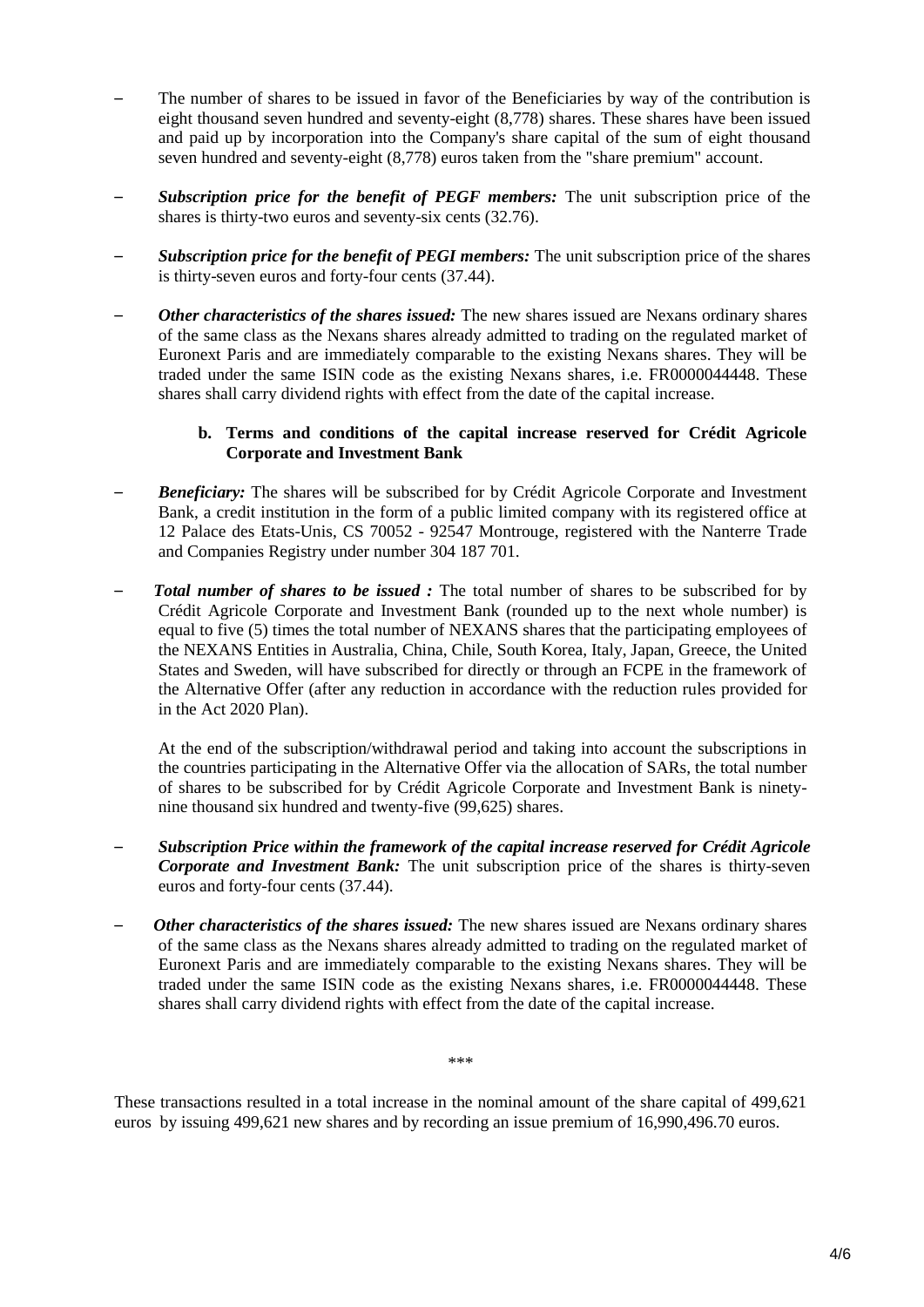- The number of shares to be issued in favor of the Beneficiaries by way of the contribution is eight thousand seven hundred and seventy-eight (8,778) shares. These shares have been issued and paid up by incorporation into the Company's share capital of the sum of eight thousand seven hundred and seventy-eight (8,778) euros taken from the "share premium" account.

- ***Subscription price for the benefit of PEGF members:*** The unit subscription price of the shares is thirty-two euros and seventy-six cents (32.76).

- ***Subscription price for the benefit of PEGI members:*** The unit subscription price of the shares is thirty-seven euros and forty-four cents (37.44).

- ***Other characteristics of the shares issued:*** The new shares issued are Nexans ordinary shares of the same class as the Nexans shares already admitted to trading on the regulated market of Euronext Paris and are immediately comparable to the existing Nexans shares. They will be traded under the same ISIN code as the existing Nexans shares, i.e. FR0000044448. These shares shall carry dividend rights with effect from the date of the capital increase.

**b. Terms and conditions of the capital increase reserved for Crédit Agricole Corporate and Investment Bank**

- ***Beneficiary:*** The shares will be subscribed for by Crédit Agricole Corporate and Investment Bank, a credit institution in the form of a public limited company with its registered office at 12 Palace des Etats-Unis, CS 70052 - 92547 Montrouge, registered with the Nanterre Trade and Companies Registry under number 304 187 701.

- ***Total number of shares to be issued :*** The total number of shares to be subscribed for by Crédit Agricole Corporate and Investment Bank (rounded up to the next whole number) is equal to five (5) times the total number of NEXANS shares that the participating employees of the NEXANS Entities in Australia, China, Chile, South Korea, Italy, Japan, Greece, the United States and Sweden, will have subscribed for directly or through an FCPE in the framework of the Alternative Offer (after any reduction in accordance with the reduction rules provided for in the Act 2020 Plan).

  At the end of the subscription/withdrawal period and taking into account the subscriptions in the countries participating in the Alternative Offer via the allocation of SARs, the total number of shares to be subscribed for by Crédit Agricole Corporate and Investment Bank is ninety-nine thousand six hundred and twenty-five (99,625) shares.

- ***Subscription Price within the framework of the capital increase reserved for Crédit Agricole Corporate and Investment Bank:*** The unit subscription price of the shares is thirty-seven euros and forty-four cents (37.44).

- ***Other characteristics of the shares issued:*** The new shares issued are Nexans ordinary shares of the same class as the Nexans shares already admitted to trading on the regulated market of Euronext Paris and are immediately comparable to the existing Nexans shares. They will be traded under the same ISIN code as the existing Nexans shares, i.e. FR0000044448. These shares shall carry dividend rights with effect from the date of the capital increase.

\*\*\*

These transactions resulted in a total increase in the nominal amount of the share capital of 499,621 euros by issuing 499,621 new shares and by recording an issue premium of 16,990,496.70 euros.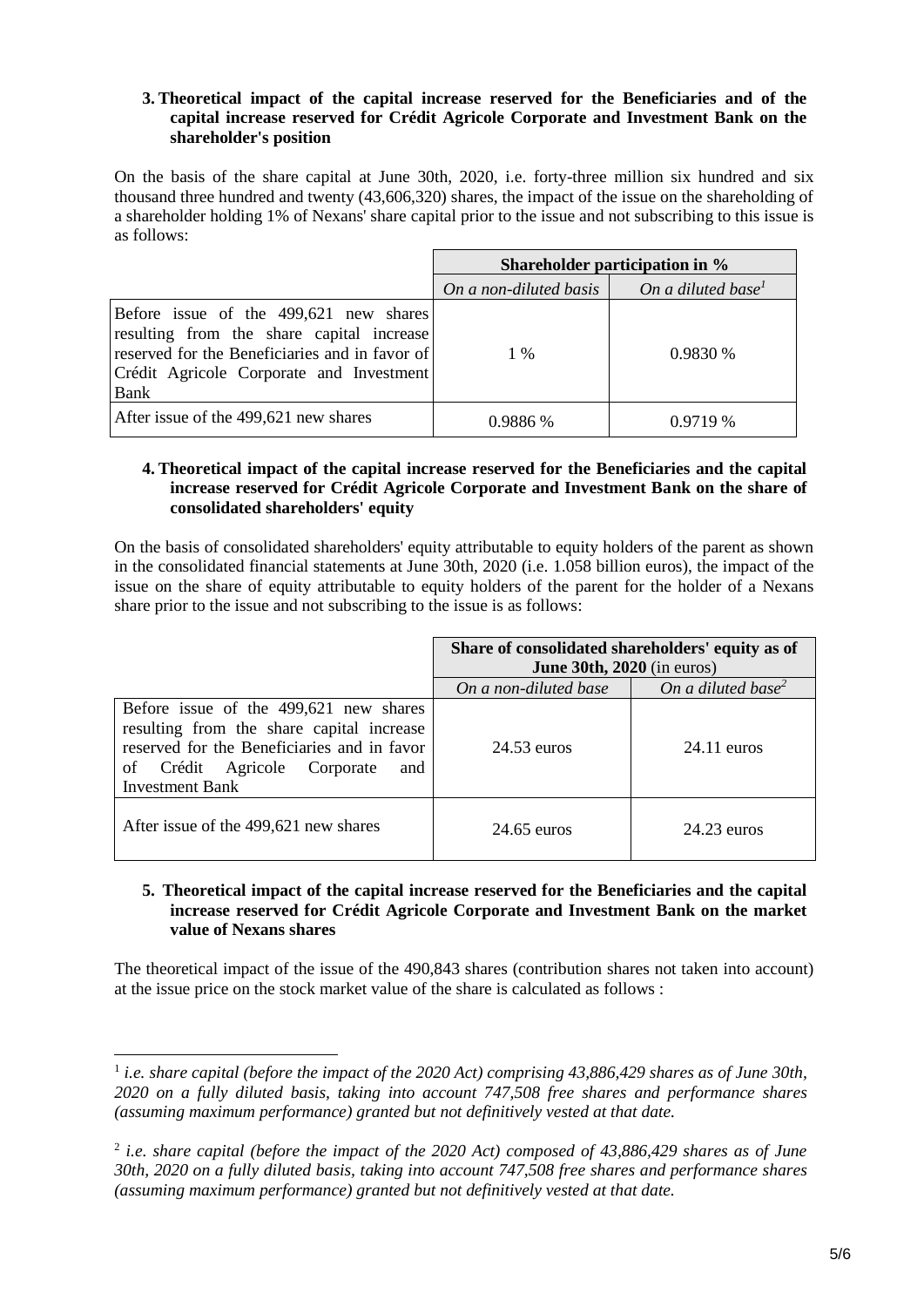### 3. Theoretical impact of the capital increase reserved for the Beneficiaries and of the capital increase reserved for Crédit Agricole Corporate and Investment Bank on the shareholder's position

On the basis of the share capital at June 30th, 2020, i.e. forty-three million six hundred and six thousand three hundred and twenty (43,606,320) shares, the impact of the issue on the shareholding of a shareholder holding 1% of Nexans' share capital prior to the issue and not subscribing to this issue is as follows:

| | **Shareholder participation in %** | |
|---|---|---|
| | *On a non-diluted basis* | *On a diluted base*[1] |
| Before issue of the 499,621 new shares resulting from the share capital increase reserved for the Beneficiaries and in favor of Crédit Agricole Corporate and Investment Bank | 1 % | 0.9830 % |
| After issue of the 499,621 new shares | 0.9886 % | 0.9719 % |

### 4. Theoretical impact of the capital increase reserved for the Beneficiaries and the capital increase reserved for Crédit Agricole Corporate and Investment Bank on the share of consolidated shareholders' equity

On the basis of consolidated shareholders' equity attributable to equity holders of the parent as shown in the consolidated financial statements at June 30th, 2020 (i.e. 1.058 billion euros), the impact of the issue on the share of equity attributable to equity holders of the parent for the holder of a Nexans share prior to the issue and not subscribing to the issue is as follows:

| | **Share of consolidated shareholders' equity as of June 30th, 2020** (in euros) | |
|---|---|---|
| | *On a non-diluted base* | *On a diluted base*[2] |
| Before issue of the 499,621 new shares resulting from the share capital increase reserved for the Beneficiaries and in favor of Crédit Agricole Corporate and Investment Bank | 24.53 euros | 24.11 euros |
| After issue of the 499,621 new shares | 24.65 euros | 24.23 euros |

### 5. Theoretical impact of the capital increase reserved for the Beneficiaries and the capital increase reserved for Crédit Agricole Corporate and Investment Bank on the market value of Nexans shares

The theoretical impact of the issue of the 490,843 shares (contribution shares not taken into account) at the issue price on the stock market value of the share is calculated as follows :

---

[1] *i.e. share capital (before the impact of the 2020 Act) comprising 43,886,429 shares as of June 30th, 2020 on a fully diluted basis, taking into account 747,508 free shares and performance shares (assuming maximum performance) granted but not definitively vested at that date.*

[2] *i.e. share capital (before the impact of the 2020 Act) composed of 43,886,429 shares as of June 30th, 2020 on a fully diluted basis, taking into account 747,508 free shares and performance shares (assuming maximum performance) granted but not definitively vested at that date.*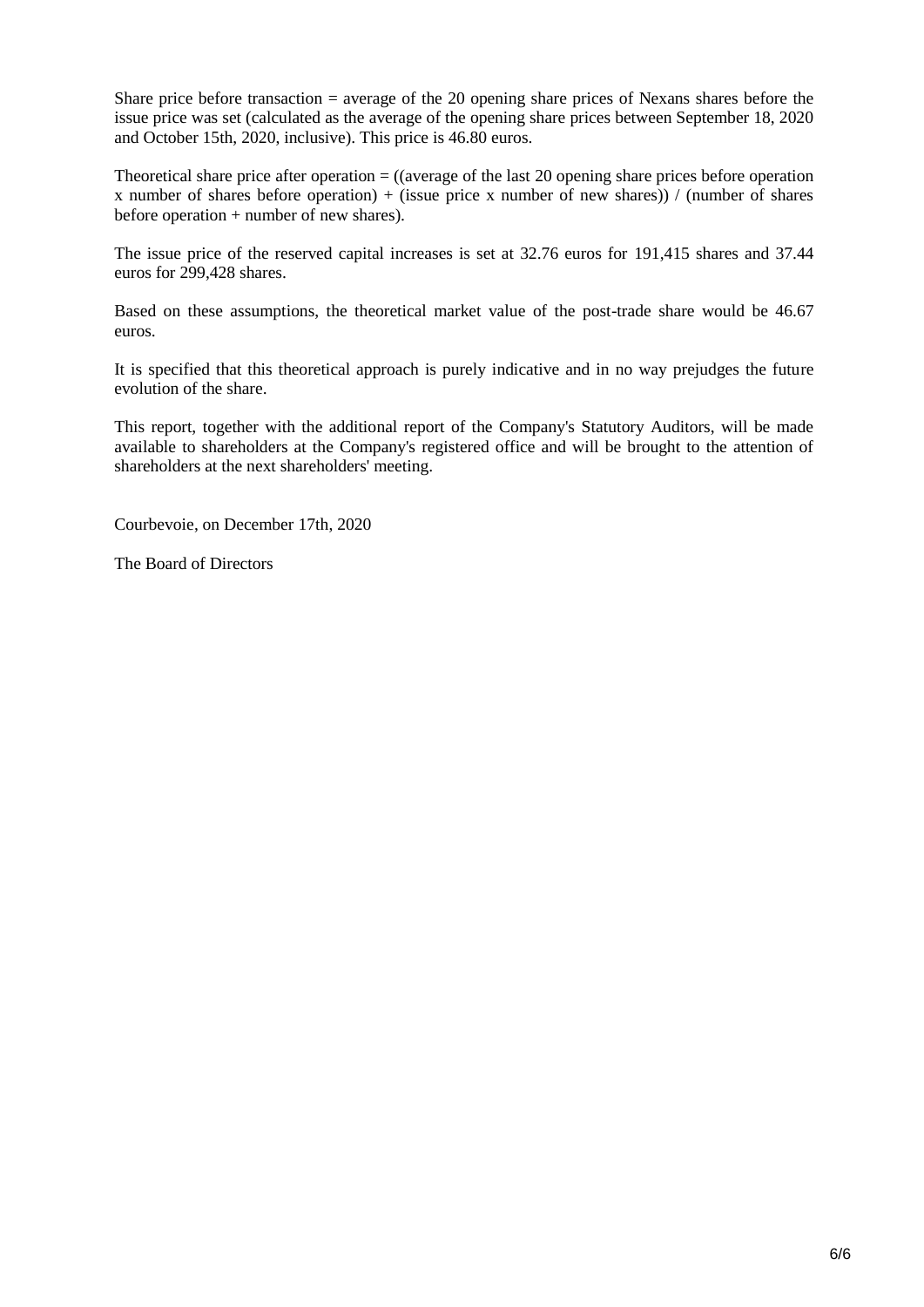Share price before transaction = average of the 20 opening share prices of Nexans shares before the issue price was set (calculated as the average of the opening share prices between September 18, 2020 and October 15th, 2020, inclusive). This price is 46.80 euros.

Theoretical share price after operation = ((average of the last 20 opening share prices before operation x number of shares before operation) + (issue price x number of new shares)) / (number of shares before operation + number of new shares).

The issue price of the reserved capital increases is set at 32.76 euros for 191,415 shares and 37.44 euros for 299,428 shares.

Based on these assumptions, the theoretical market value of the post-trade share would be 46.67 euros.

It is specified that this theoretical approach is purely indicative and in no way prejudges the future evolution of the share.

This report, together with the additional report of the Company's Statutory Auditors, will be made available to shareholders at the Company's registered office and will be brought to the attention of shareholders at the next shareholders' meeting.

Courbevoie, on December 17th, 2020

The Board of Directors